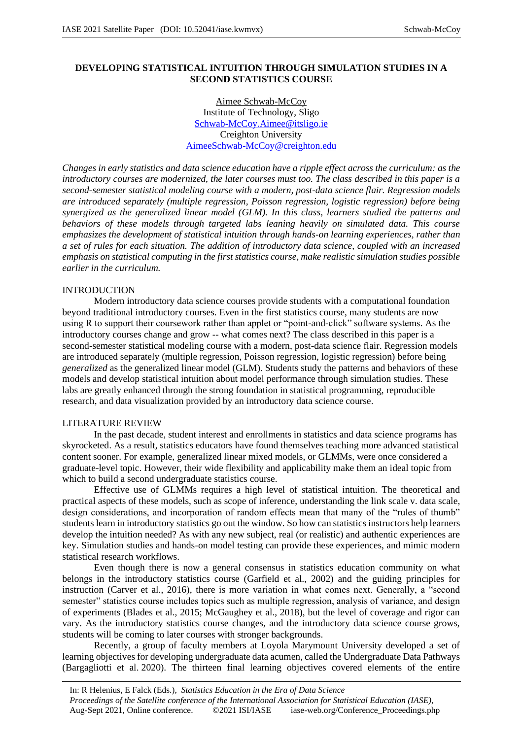# DEVELOPING STATISTICAL INTUITION THROUGH SIMULATION STUDIES IN A SECOND STATISTICS COURSE

Aimee Schwab-McCoy
Institute of Technology, Sligo
Schwab-McCoy.Aimee@itsligo.ie
Creighton University
AimeeSchwab-McCoy@creighton.edu

*Changes in early statistics and data science education have a ripple effect across the curriculum: as the introductory courses are modernized, the later courses must too. The class described in this paper is a second-semester statistical modeling course with a modern, post-data science flair. Regression models are introduced separately (multiple regression, Poisson regression, logistic regression) before being synergized as the generalized linear model (GLM). In this class, learners studied the patterns and behaviors of these models through targeted labs leaning heavily on simulated data. This course emphasizes the development of statistical intuition through hands-on learning experiences, rather than a set of rules for each situation. The addition of introductory data science, coupled with an increased emphasis on statistical computing in the first statistics course, make realistic simulation studies possible earlier in the curriculum.*

## INTRODUCTION

Modern introductory data science courses provide students with a computational foundation beyond traditional introductory courses. Even in the first statistics course, many students are now using R to support their coursework rather than applet or "point-and-click" software systems. As the introductory courses change and grow -- what comes next? The class described in this paper is a second-semester statistical modeling course with a modern, post-data science flair. Regression models are introduced separately (multiple regression, Poisson regression, logistic regression) before being *generalized* as the generalized linear model (GLM). Students study the patterns and behaviors of these models and develop statistical intuition about model performance through simulation studies. These labs are greatly enhanced through the strong foundation in statistical programming, reproducible research, and data visualization provided by an introductory data science course.

## LITERATURE REVIEW

In the past decade, student interest and enrollments in statistics and data science programs has skyrocketed. As a result, statistics educators have found themselves teaching more advanced statistical content sooner. For example, generalized linear mixed models, or GLMMs, were once considered a graduate-level topic. However, their wide flexibility and applicability make them an ideal topic from which to build a second undergraduate statistics course.

Effective use of GLMMs requires a high level of statistical intuition. The theoretical and practical aspects of these models, such as scope of inference, understanding the link scale v. data scale, design considerations, and incorporation of random effects mean that many of the "rules of thumb" students learn in introductory statistics go out the window. So how can statistics instructors help learners develop the intuition needed? As with any new subject, real (or realistic) and authentic experiences are key. Simulation studies and hands-on model testing can provide these experiences, and mimic modern statistical research workflows.

Even though there is now a general consensus in statistics education community on what belongs in the introductory statistics course (Garfield et al., 2002) and the guiding principles for instruction (Carver et al., 2016), there is more variation in what comes next. Generally, a "second semester" statistics course includes topics such as multiple regression, analysis of variance, and design of experiments (Blades et al., 2015; McGaughey et al., 2018), but the level of coverage and rigor can vary. As the introductory statistics course changes, and the introductory data science course grows, students will be coming to later courses with stronger backgrounds.

Recently, a group of faculty members at Loyola Marymount University developed a set of learning objectives for developing undergraduate data acumen, called the Undergraduate Data Pathways (Bargagliotti et al. 2020). The thirteen final learning objectives covered elements of the entire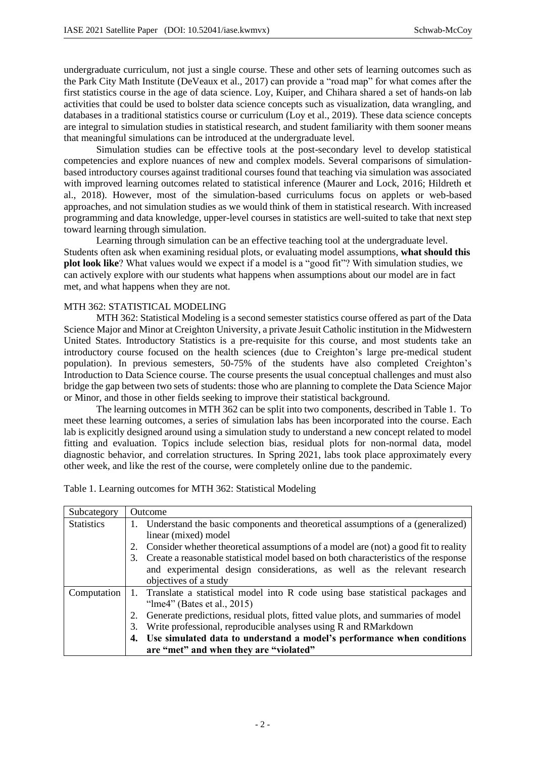undergraduate curriculum, not just a single course. These and other sets of learning outcomes such as the Park City Math Institute (DeVeaux et al., 2017) can provide a "road map" for what comes after the first statistics course in the age of data science. Loy, Kuiper, and Chihara shared a set of hands-on lab activities that could be used to bolster data science concepts such as visualization, data wrangling, and databases in a traditional statistics course or curriculum (Loy et al., 2019). These data science concepts are integral to simulation studies in statistical research, and student familiarity with them sooner means that meaningful simulations can be introduced at the undergraduate level.

Simulation studies can be effective tools at the post-secondary level to develop statistical competencies and explore nuances of new and complex models. Several comparisons of simulation-based introductory courses against traditional courses found that teaching via simulation was associated with improved learning outcomes related to statistical inference (Maurer and Lock, 2016; Hildreth et al., 2018). However, most of the simulation-based curriculums focus on applets or web-based approaches, and not simulation studies as we would think of them in statistical research. With increased programming and data knowledge, upper-level courses in statistics are well-suited to take that next step toward learning through simulation.

Learning through simulation can be an effective teaching tool at the undergraduate level. Students often ask when examining residual plots, or evaluating model assumptions, **what should this plot look like**? What values would we expect if a model is a "good fit"? With simulation studies, we can actively explore with our students what happens when assumptions about our model are in fact met, and what happens when they are not.

## MTH 362: STATISTICAL MODELING

MTH 362: Statistical Modeling is a second semester statistics course offered as part of the Data Science Major and Minor at Creighton University, a private Jesuit Catholic institution in the Midwestern United States. Introductory Statistics is a pre-requisite for this course, and most students take an introductory course focused on the health sciences (due to Creighton's large pre-medical student population). In previous semesters, 50-75% of the students have also completed Creighton's Introduction to Data Science course. The course presents the usual conceptual challenges and must also bridge the gap between two sets of students: those who are planning to complete the Data Science Major or Minor, and those in other fields seeking to improve their statistical background.

The learning outcomes in MTH 362 can be split into two components, described in Table 1. To meet these learning outcomes, a series of simulation labs has been incorporated into the course. Each lab is explicitly designed around using a simulation study to understand a new concept related to model fitting and evaluation. Topics include selection bias, residual plots for non-normal data, model diagnostic behavior, and correlation structures. In Spring 2021, labs took place approximately every other week, and like the rest of the course, were completely online due to the pandemic.

Table 1. Learning outcomes for MTH 362: Statistical Modeling

| Subcategory | Outcome |
|---|---|
| Statistics | 1. Understand the basic components and theoretical assumptions of a (generalized) linear (mixed) model<br>2. Consider whether theoretical assumptions of a model are (not) a good fit to reality<br>3. Create a reasonable statistical model based on both characteristics of the response and experimental design considerations, as well as the relevant research objectives of a study |
| Computation | 1. Translate a statistical model into R code using base statistical packages and "lme4" (Bates et al., 2015)<br>2. Generate predictions, residual plots, fitted value plots, and summaries of model<br>3. Write professional, reproducible analyses using R and RMarkdown<br>**4. Use simulated data to understand a model's performance when conditions are "met" and when they are "violated"** |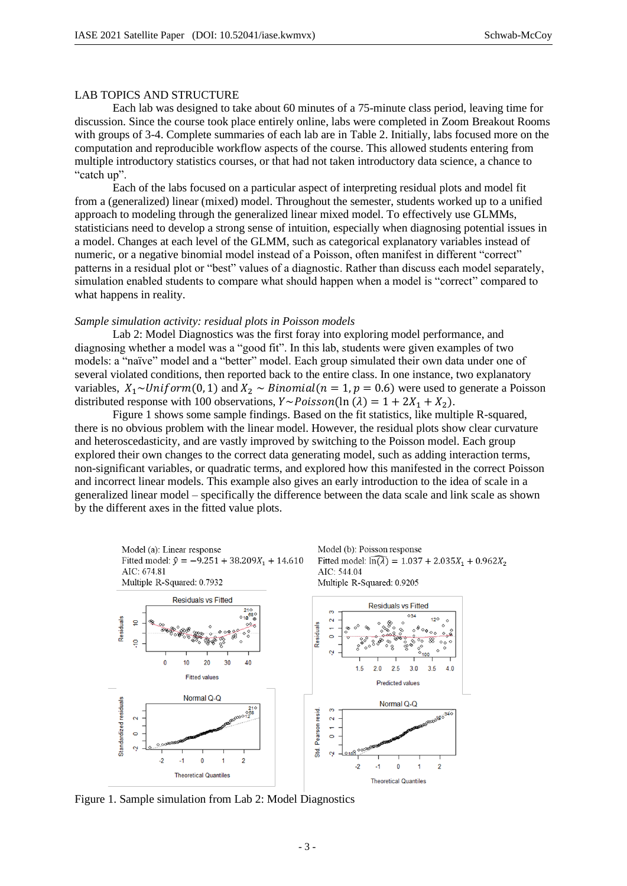LAB TOPICS AND STRUCTURE

Each lab was designed to take about 60 minutes of a 75-minute class period, leaving time for discussion. Since the course took place entirely online, labs were completed in Zoom Breakout Rooms with groups of 3-4. Complete summaries of each lab are in Table 2. Initially, labs focused more on the computation and reproducible workflow aspects of the course. This allowed students entering from multiple introductory statistics courses, or that had not taken introductory data science, a chance to "catch up".

Each of the labs focused on a particular aspect of interpreting residual plots and model fit from a (generalized) linear (mixed) model. Throughout the semester, students worked up to a unified approach to modeling through the generalized linear mixed model. To effectively use GLMMs, statisticians need to develop a strong sense of intuition, especially when diagnosing potential issues in a model. Changes at each level of the GLMM, such as categorical explanatory variables instead of numeric, or a negative binomial model instead of a Poisson, often manifest in different "correct" patterns in a residual plot or "best" values of a diagnostic. Rather than discuss each model separately, simulation enabled students to compare what should happen when a model is "correct" compared to what happens in reality.

*Sample simulation activity: residual plots in Poisson models*

Lab 2: Model Diagnostics was the first foray into exploring model performance, and diagnosing whether a model was a "good fit". In this lab, students were given examples of two models: a "naïve" model and a "better" model. Each group simulated their own data under one of several violated conditions, then reported back to the entire class. In one instance, two explanatory variables, $X_1 \sim Uniform(0, 1)$ and $X_2 \sim Binomial(n = 1, p = 0.6)$ were used to generate a Poisson distributed response with 100 observations, $Y \sim Poisson(\ln(\lambda) = 1 + 2X_1 + X_2)$.

Figure 1 shows some sample findings. Based on the fit statistics, like multiple R-squared, there is no obvious problem with the linear model. However, the residual plots show clear curvature and heteroscedasticity, and are vastly improved by switching to the Poisson model. Each group explored their own changes to the correct data generating model, such as adding interaction terms, non-significant variables, or quadratic terms, and explored how this manifested in the correct Poisson and incorrect linear models. This example also gives an early introduction to the idea of scale in a generalized linear model – specifically the difference between the data scale and link scale as shown by the different axes in the fitted value plots.

Model (a): Linear response
Fitted model: $\hat{y} = -9.251 + 38.209X_1 + 14.610$
AIC: 674.81
Multiple R-Squared: 0.7932

Residuals vs Fitted
Residuals
Fitted values

Normal Q-Q
Standardized residuals
Theoretical Quantiles

Model (b): Poisson response
Fitted model: $\widehat{\ln(\lambda)} = 1.037 + 2.035X_1 + 0.962X_2$
AIC: 544.04
Multiple R-Squared: 0.9205

Residuals vs Fitted
Residuals
Predicted values

Normal Q-Q
Std. Pearson resid.
Theoretical Quantiles

Figure 1. Sample simulation from Lab 2: Model Diagnostics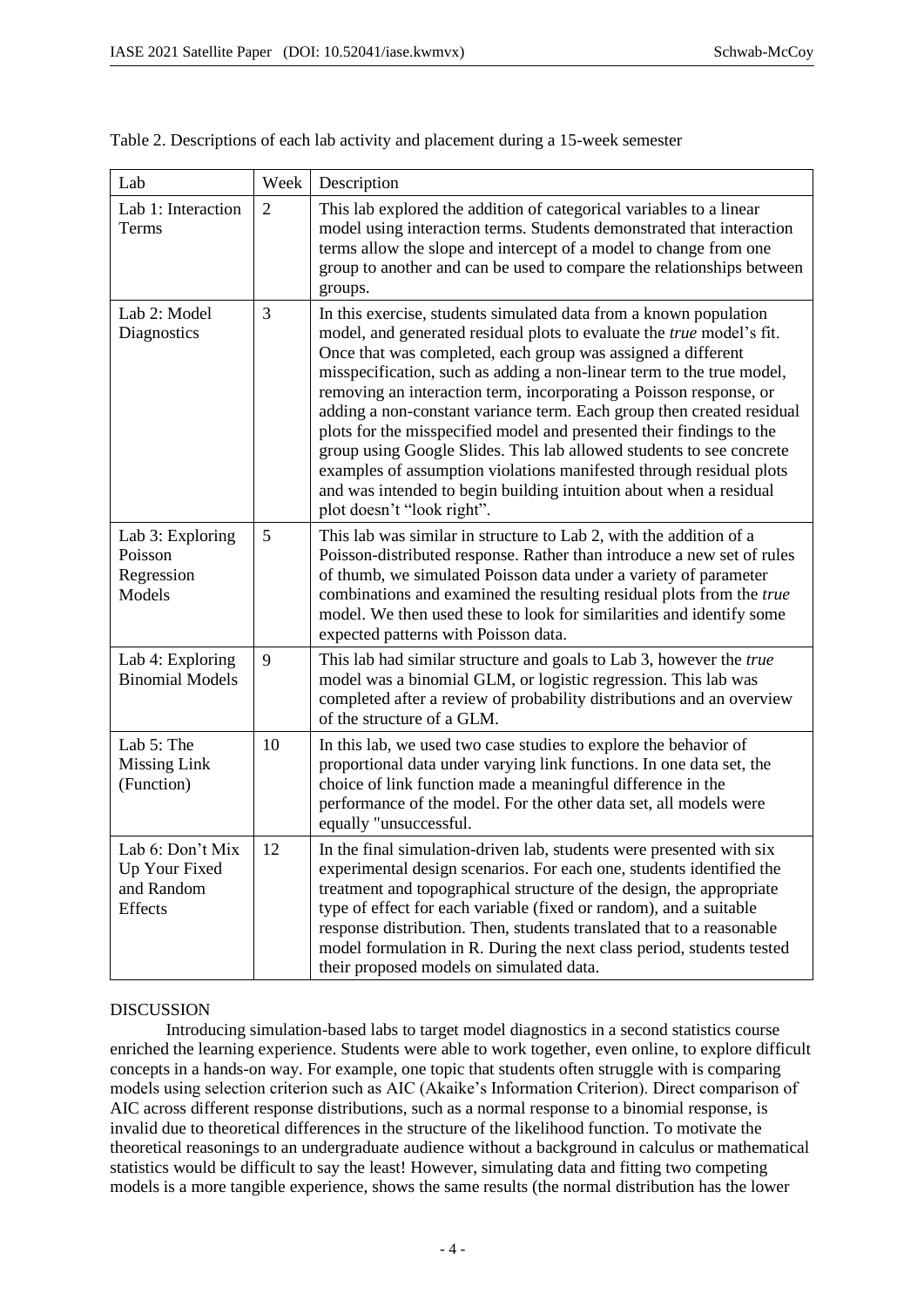Table 2. Descriptions of each lab activity and placement during a 15-week semester

| Lab | Week | Description |
|---|---|---|
| Lab 1: Interaction Terms | 2 | This lab explored the addition of categorical variables to a linear model using interaction terms. Students demonstrated that interaction terms allow the slope and intercept of a model to change from one group to another and can be used to compare the relationships between groups. |
| Lab 2: Model Diagnostics | 3 | In this exercise, students simulated data from a known population model, and generated residual plots to evaluate the *true* model's fit. Once that was completed, each group was assigned a different misspecification, such as adding a non-linear term to the true model, removing an interaction term, incorporating a Poisson response, or adding a non-constant variance term. Each group then created residual plots for the misspecified model and presented their findings to the group using Google Slides. This lab allowed students to see concrete examples of assumption violations manifested through residual plots and was intended to begin building intuition about when a residual plot doesn't "look right". |
| Lab 3: Exploring Poisson Regression Models | 5 | This lab was similar in structure to Lab 2, with the addition of a Poisson-distributed response. Rather than introduce a new set of rules of thumb, we simulated Poisson data under a variety of parameter combinations and examined the resulting residual plots from the *true* model. We then used these to look for similarities and identify some expected patterns with Poisson data. |
| Lab 4: Exploring Binomial Models | 9 | This lab had similar structure and goals to Lab 3, however the *true* model was a binomial GLM, or logistic regression. This lab was completed after a review of probability distributions and an overview of the structure of a GLM. |
| Lab 5: The Missing Link (Function) | 10 | In this lab, we used two case studies to explore the behavior of proportional data under varying link functions. In one data set, the choice of link function made a meaningful difference in the performance of the model. For the other data set, all models were equally "unsuccessful. |
| Lab 6: Don't Mix Up Your Fixed and Random Effects | 12 | In the final simulation-driven lab, students were presented with six experimental design scenarios. For each one, students identified the treatment and topographical structure of the design, the appropriate type of effect for each variable (fixed or random), and a suitable response distribution. Then, students translated that to a reasonable model formulation in R. During the next class period, students tested their proposed models on simulated data. |

## DISCUSSION

Introducing simulation-based labs to target model diagnostics in a second statistics course enriched the learning experience. Students were able to work together, even online, to explore difficult concepts in a hands-on way. For example, one topic that students often struggle with is comparing models using selection criterion such as AIC (Akaike's Information Criterion). Direct comparison of AIC across different response distributions, such as a normal response to a binomial response, is invalid due to theoretical differences in the structure of the likelihood function. To motivate the theoretical reasonings to an undergraduate audience without a background in calculus or mathematical statistics would be difficult to say the least! However, simulating data and fitting two competing models is a more tangible experience, shows the same results (the normal distribution has the lower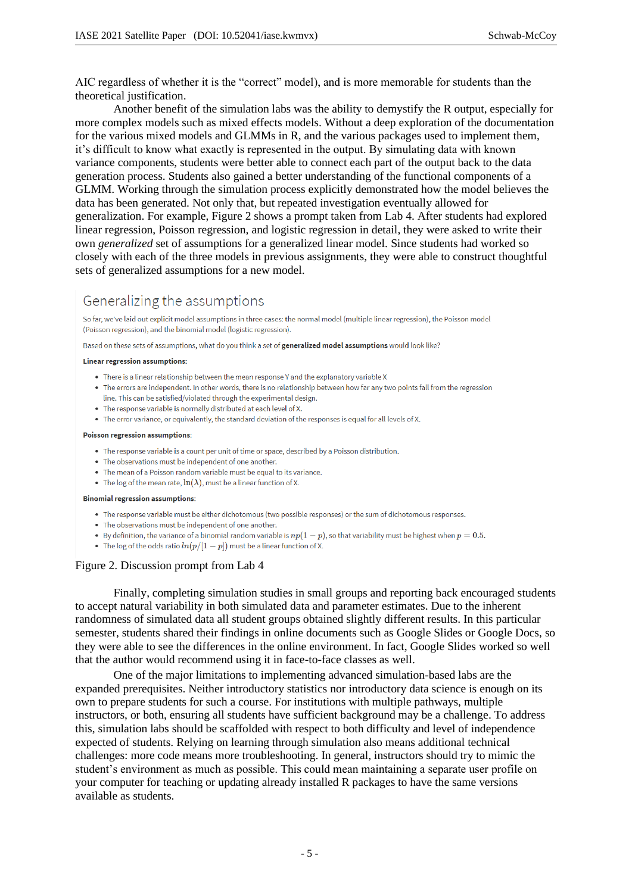AIC regardless of whether it is the "correct" model), and is more memorable for students than the theoretical justification.

Another benefit of the simulation labs was the ability to demystify the R output, especially for more complex models such as mixed effects models. Without a deep exploration of the documentation for the various mixed models and GLMMs in R, and the various packages used to implement them, it's difficult to know what exactly is represented in the output. By simulating data with known variance components, students were better able to connect each part of the output back to the data generation process. Students also gained a better understanding of the functional components of a GLMM. Working through the simulation process explicitly demonstrated how the model believes the data has been generated. Not only that, but repeated investigation eventually allowed for generalization. For example, Figure 2 shows a prompt taken from Lab 4. After students had explored linear regression, Poisson regression, and logistic regression in detail, they were asked to write their own *generalized* set of assumptions for a generalized linear model. Since students had worked so closely with each of the three models in previous assignments, they were able to construct thoughtful sets of generalized assumptions for a new model.

## Generalizing the assumptions

So far, we've laid out explicit model assumptions in three cases: the normal model (multiple linear regression), the Poisson model (Poisson regression), and the binomial model (logistic regression).

Based on these sets of assumptions, what do you think a set of **generalized model assumptions** would look like?

**Linear regression assumptions**:

- There is a linear relationship between the mean response Y and the explanatory variable X
- The errors are independent. In other words, there is no relationship between how far any two points fall from the regression line. This can be satisfied/violated through the experimental design.
- The response variable is normally distributed at each level of X.
- The error variance, or equivalently, the standard deviation of the responses is equal for all levels of X.

**Poisson regression assumptions**:

- The response variable is a count per unit of time or space, described by a Poisson distribution.
- The observations must be independent of one another.
- The mean of a Poisson random variable must be equal to its variance.
- The log of the mean rate, $\ln(\lambda)$, must be a linear function of X.

**Binomial regression assumptions**:

- The response variable must be either dichotomous (two possible responses) or the sum of dichotomous responses.
- The observations must be independent of one another.
- By definition, the variance of a binomial random variable is $np(1-p)$, so that variability must be highest when $p = 0.5$.
- The log of the odds ratio $ln(p/[1-p])$ must be a linear function of X.

Figure 2. Discussion prompt from Lab 4

Finally, completing simulation studies in small groups and reporting back encouraged students to accept natural variability in both simulated data and parameter estimates. Due to the inherent randomness of simulated data all student groups obtained slightly different results. In this particular semester, students shared their findings in online documents such as Google Slides or Google Docs, so they were able to see the differences in the online environment. In fact, Google Slides worked so well that the author would recommend using it in face-to-face classes as well.

One of the major limitations to implementing advanced simulation-based labs are the expanded prerequisites. Neither introductory statistics nor introductory data science is enough on its own to prepare students for such a course. For institutions with multiple pathways, multiple instructors, or both, ensuring all students have sufficient background may be a challenge. To address this, simulation labs should be scaffolded with respect to both difficulty and level of independence expected of students. Relying on learning through simulation also means additional technical challenges: more code means more troubleshooting. In general, instructors should try to mimic the student's environment as much as possible. This could mean maintaining a separate user profile on your computer for teaching or updating already installed R packages to have the same versions available as students.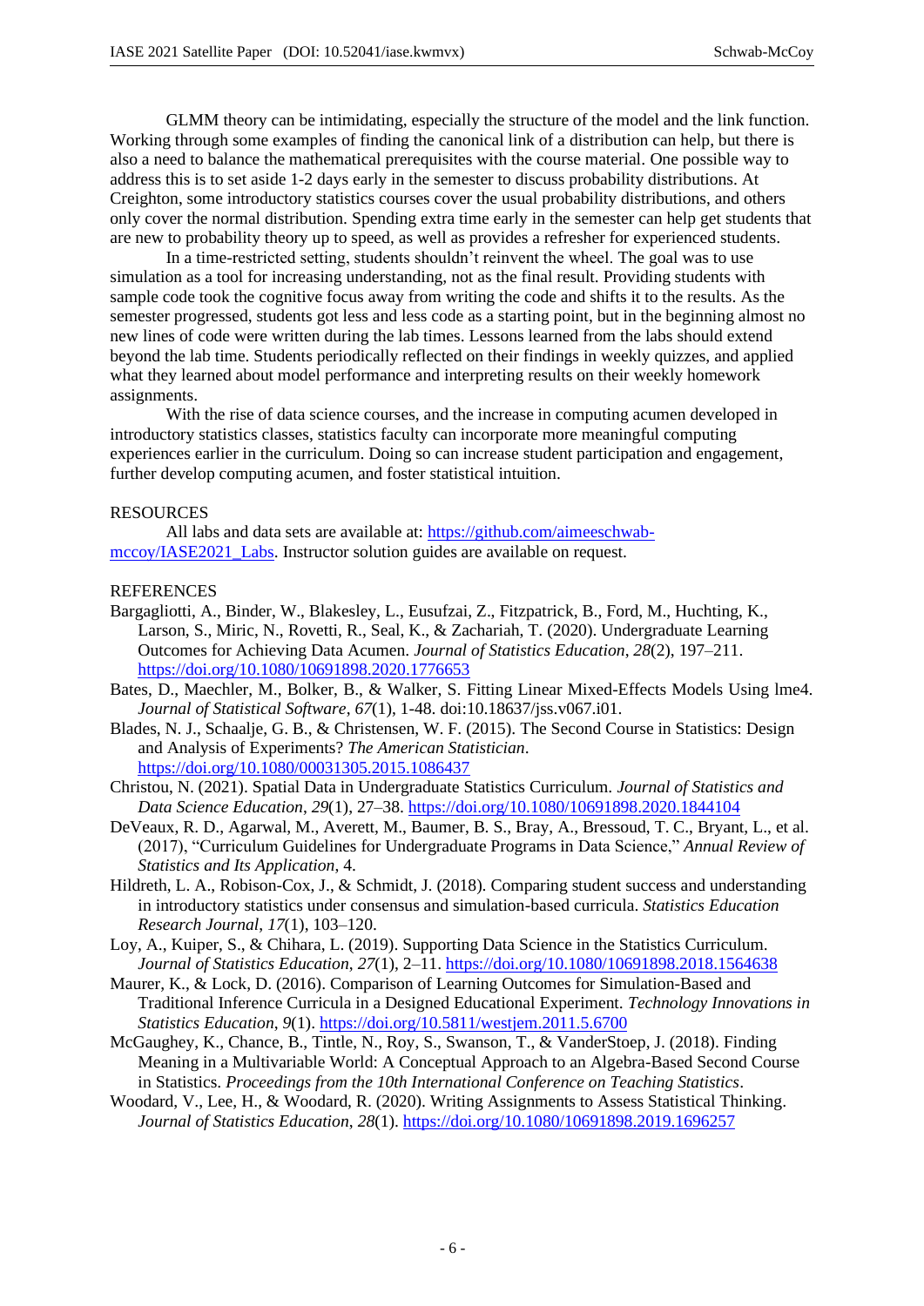GLMM theory can be intimidating, especially the structure of the model and the link function. Working through some examples of finding the canonical link of a distribution can help, but there is also a need to balance the mathematical prerequisites with the course material. One possible way to address this is to set aside 1-2 days early in the semester to discuss probability distributions. At Creighton, some introductory statistics courses cover the usual probability distributions, and others only cover the normal distribution. Spending extra time early in the semester can help get students that are new to probability theory up to speed, as well as provides a refresher for experienced students.

In a time-restricted setting, students shouldn't reinvent the wheel. The goal was to use simulation as a tool for increasing understanding, not as the final result. Providing students with sample code took the cognitive focus away from writing the code and shifts it to the results. As the semester progressed, students got less and less code as a starting point, but in the beginning almost no new lines of code were written during the lab times. Lessons learned from the labs should extend beyond the lab time. Students periodically reflected on their findings in weekly quizzes, and applied what they learned about model performance and interpreting results on their weekly homework assignments.

With the rise of data science courses, and the increase in computing acumen developed in introductory statistics classes, statistics faculty can incorporate more meaningful computing experiences earlier in the curriculum. Doing so can increase student participation and engagement, further develop computing acumen, and foster statistical intuition.

## RESOURCES

All labs and data sets are available at: https://github.com/aimeeschwab-mccoy/IASE2021_Labs. Instructor solution guides are available on request.

## REFERENCES

Bargagliotti, A., Binder, W., Blakesley, L., Eusufzai, Z., Fitzpatrick, B., Ford, M., Huchting, K., Larson, S., Miric, N., Rovetti, R., Seal, K., & Zachariah, T. (2020). Undergraduate Learning Outcomes for Achieving Data Acumen. *Journal of Statistics Education*, *28*(2), 197–211. https://doi.org/10.1080/10691898.2020.1776653

Bates, D., Maechler, M., Bolker, B., & Walker, S. Fitting Linear Mixed-Effects Models Using lme4. *Journal of Statistical Software*, *67*(1), 1-48. doi:10.18637/jss.v067.i01.

Blades, N. J., Schaalje, G. B., & Christensen, W. F. (2015). The Second Course in Statistics: Design and Analysis of Experiments? *The American Statistician*. https://doi.org/10.1080/00031305.2015.1086437

Christou, N. (2021). Spatial Data in Undergraduate Statistics Curriculum. *Journal of Statistics and Data Science Education*, *29*(1), 27–38. https://doi.org/10.1080/10691898.2020.1844104

DeVeaux, R. D., Agarwal, M., Averett, M., Baumer, B. S., Bray, A., Bressoud, T. C., Bryant, L., et al. (2017), "Curriculum Guidelines for Undergraduate Programs in Data Science," *Annual Review of Statistics and Its Application*, 4.

Hildreth, L. A., Robison-Cox, J., & Schmidt, J. (2018). Comparing student success and understanding in introductory statistics under consensus and simulation-based curricula. *Statistics Education Research Journal*, *17*(1), 103–120.

Loy, A., Kuiper, S., & Chihara, L. (2019). Supporting Data Science in the Statistics Curriculum. *Journal of Statistics Education*, *27*(1), 2–11. https://doi.org/10.1080/10691898.2018.1564638

Maurer, K., & Lock, D. (2016). Comparison of Learning Outcomes for Simulation-Based and Traditional Inference Curricula in a Designed Educational Experiment. *Technology Innovations in Statistics Education*, *9*(1). https://doi.org/10.5811/westjem.2011.5.6700

McGaughey, K., Chance, B., Tintle, N., Roy, S., Swanson, T., & VanderStoep, J. (2018). Finding Meaning in a Multivariable World: A Conceptual Approach to an Algebra-Based Second Course in Statistics. *Proceedings from the 10th International Conference on Teaching Statistics*.

Woodard, V., Lee, H., & Woodard, R. (2020). Writing Assignments to Assess Statistical Thinking. *Journal of Statistics Education*, *28*(1). https://doi.org/10.1080/10691898.2019.1696257